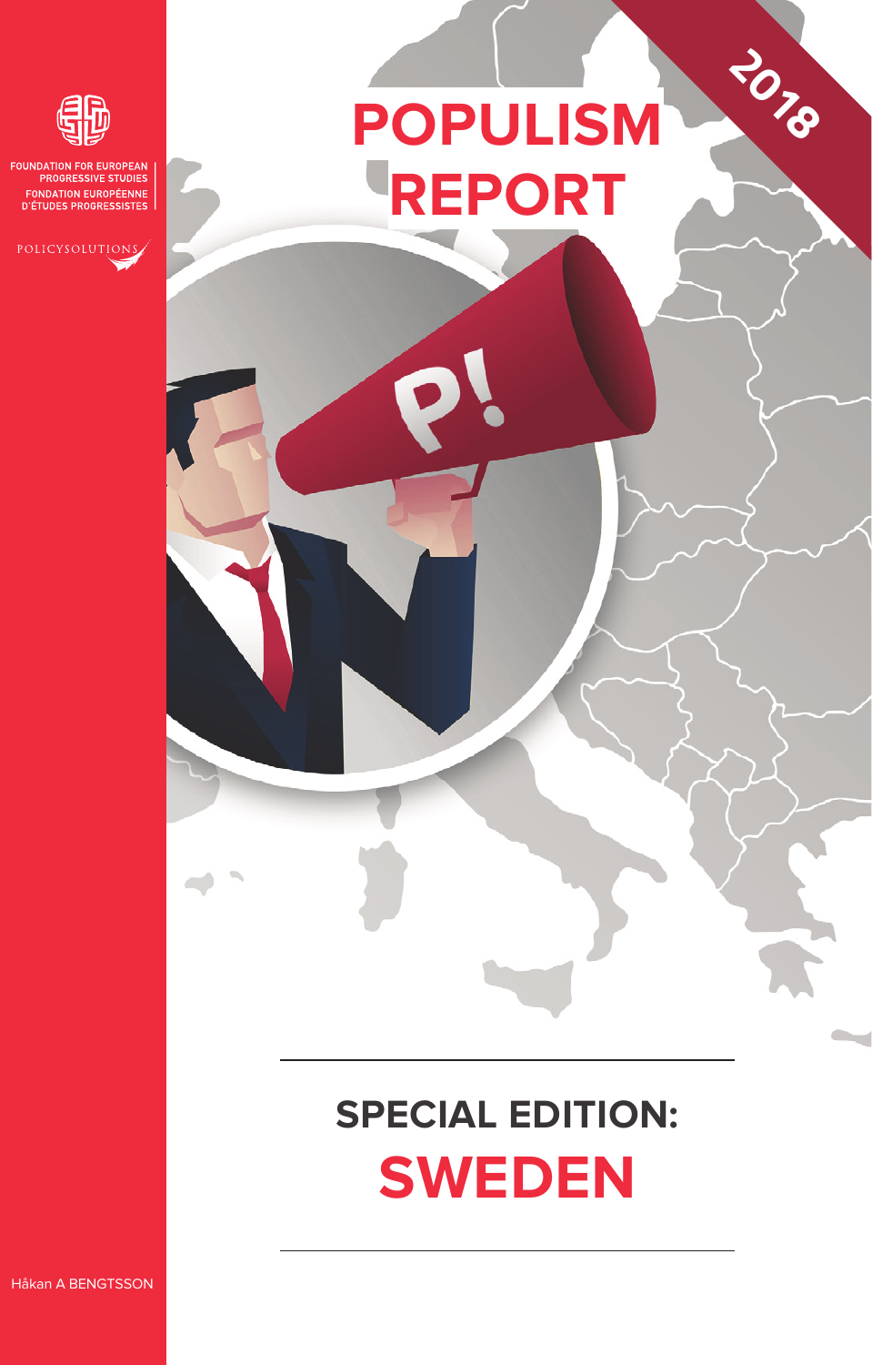FOUNDATION FOR EUROPEAN PROGRESSIVE STUDIES
FONDATION EUROPÉENNE D'ÉTUDES PROGRESSISTES

POLICYSOLUTIONS

2018

# POPULISM REPORT

## SPECIAL EDITION: SWEDEN

Håkan A BENGTSSON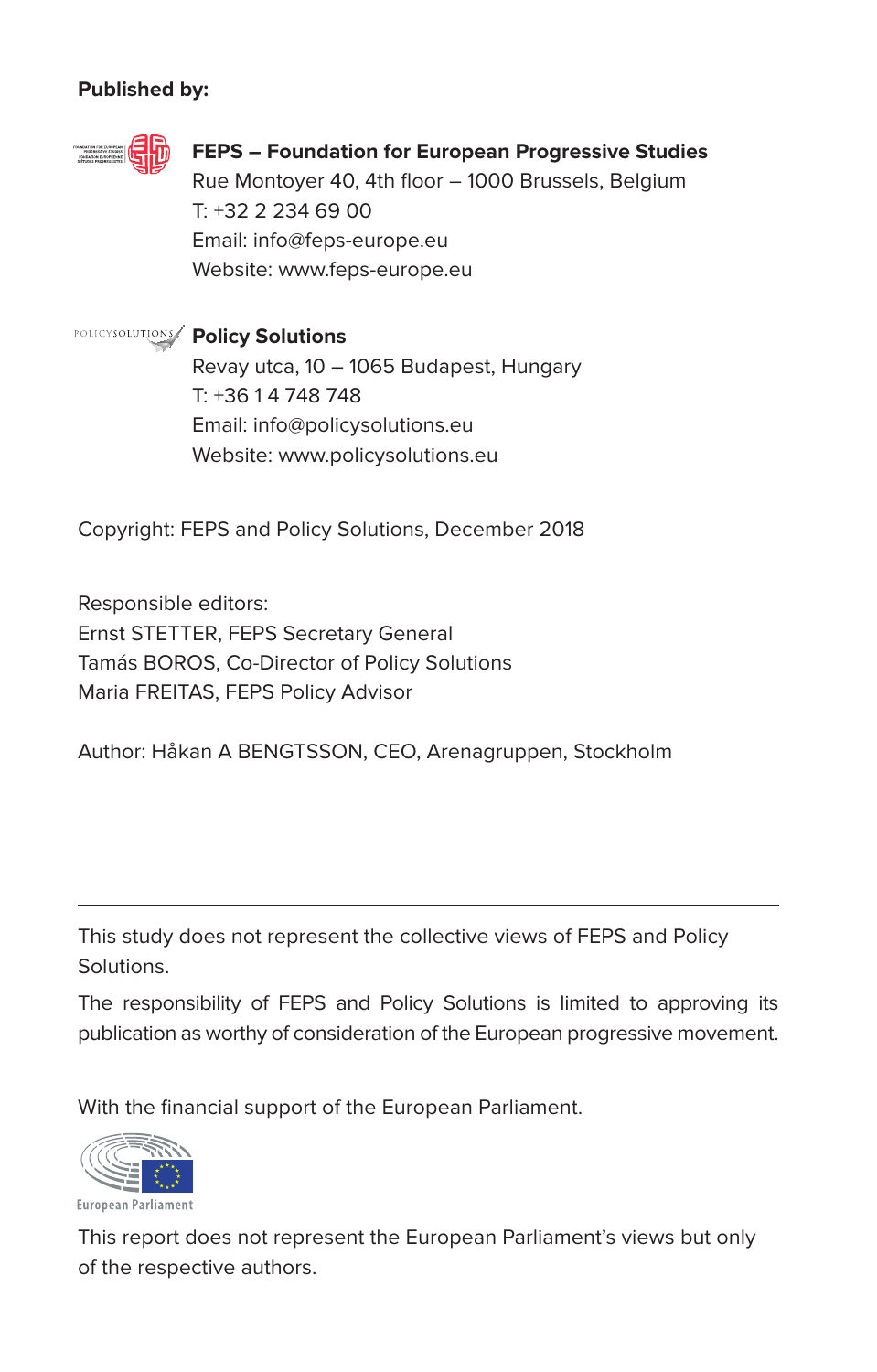**Published by:**

**FEPS – Foundation for European Progressive Studies**
Rue Montoyer 40, 4th floor – 1000 Brussels, Belgium
T: +32 2 234 69 00
Email: info@feps-europe.eu
Website: www.feps-europe.eu

**Policy Solutions**
Revay utca, 10 – 1065 Budapest, Hungary
T: +36 1 4 748 748
Email: info@policysolutions.eu
Website: www.policysolutions.eu

Copyright: FEPS and Policy Solutions, December 2018

Responsible editors:
Ernst STETTER, FEPS Secretary General
Tamás BOROS, Co-Director of Policy Solutions
Maria FREITAS, FEPS Policy Advisor

Author: Håkan A BENGTSSON, CEO, Arenagruppen, Stockholm

---

This study does not represent the collective views of FEPS and Policy Solutions.

The responsibility of FEPS and Policy Solutions is limited to approving its publication as worthy of consideration of the European progressive movement.

With the financial support of the European Parliament.

European Parliament

This report does not represent the European Parliament's views but only of the respective authors.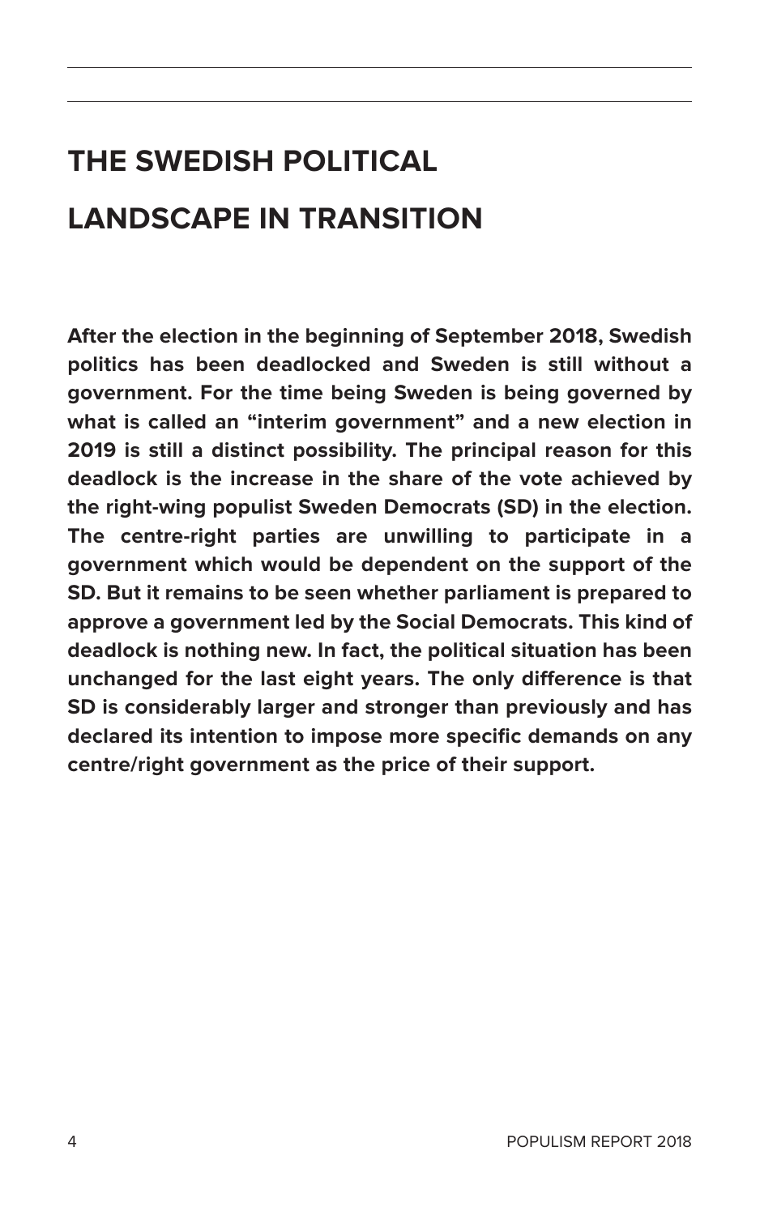# THE SWEDISH POLITICAL LANDSCAPE IN TRANSITION

**After the election in the beginning of September 2018, Swedish politics has been deadlocked and Sweden is still without a government. For the time being Sweden is being governed by what is called an "interim government" and a new election in 2019 is still a distinct possibility. The principal reason for this deadlock is the increase in the share of the vote achieved by the right-wing populist Sweden Democrats (SD) in the election. The centre-right parties are unwilling to participate in a government which would be dependent on the support of the SD. But it remains to be seen whether parliament is prepared to approve a government led by the Social Democrats. This kind of deadlock is nothing new. In fact, the political situation has been unchanged for the last eight years. The only difference is that SD is considerably larger and stronger than previously and has declared its intention to impose more specific demands on any centre/right government as the price of their support.**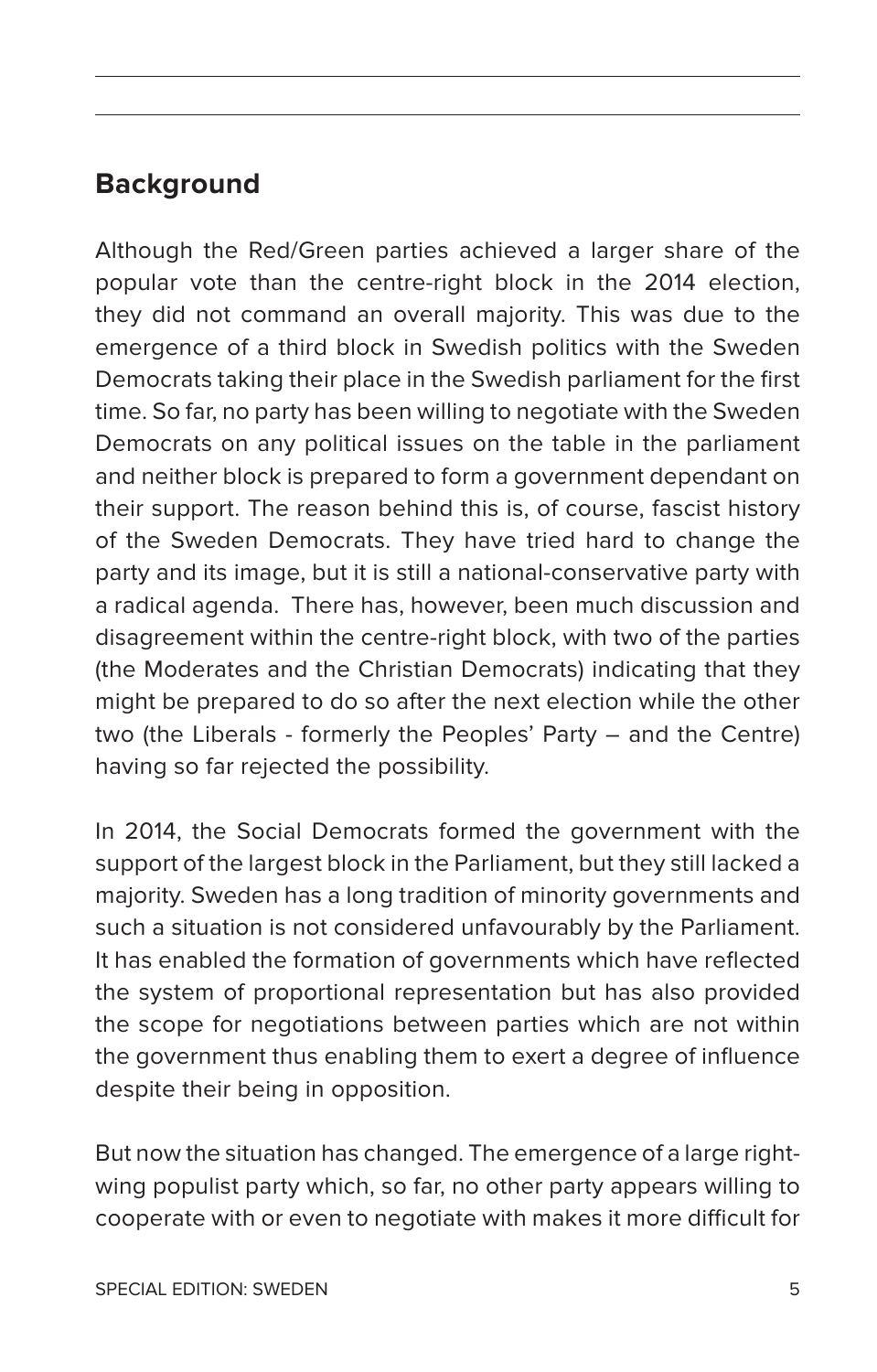## Background

Although the Red/Green parties achieved a larger share of the popular vote than the centre-right block in the 2014 election, they did not command an overall majority. This was due to the emergence of a third block in Swedish politics with the Sweden Democrats taking their place in the Swedish parliament for the first time. So far, no party has been willing to negotiate with the Sweden Democrats on any political issues on the table in the parliament and neither block is prepared to form a government dependant on their support. The reason behind this is, of course, fascist history of the Sweden Democrats. They have tried hard to change the party and its image, but it is still a national-conservative party with a radical agenda. There has, however, been much discussion and disagreement within the centre-right block, with two of the parties (the Moderates and the Christian Democrats) indicating that they might be prepared to do so after the next election while the other two (the Liberals - formerly the Peoples' Party – and the Centre) having so far rejected the possibility.

In 2014, the Social Democrats formed the government with the support of the largest block in the Parliament, but they still lacked a majority. Sweden has a long tradition of minority governments and such a situation is not considered unfavourably by the Parliament. It has enabled the formation of governments which have reflected the system of proportional representation but has also provided the scope for negotiations between parties which are not within the government thus enabling them to exert a degree of influence despite their being in opposition.

But now the situation has changed. The emergence of a large right-wing populist party which, so far, no other party appears willing to cooperate with or even to negotiate with makes it more difficult for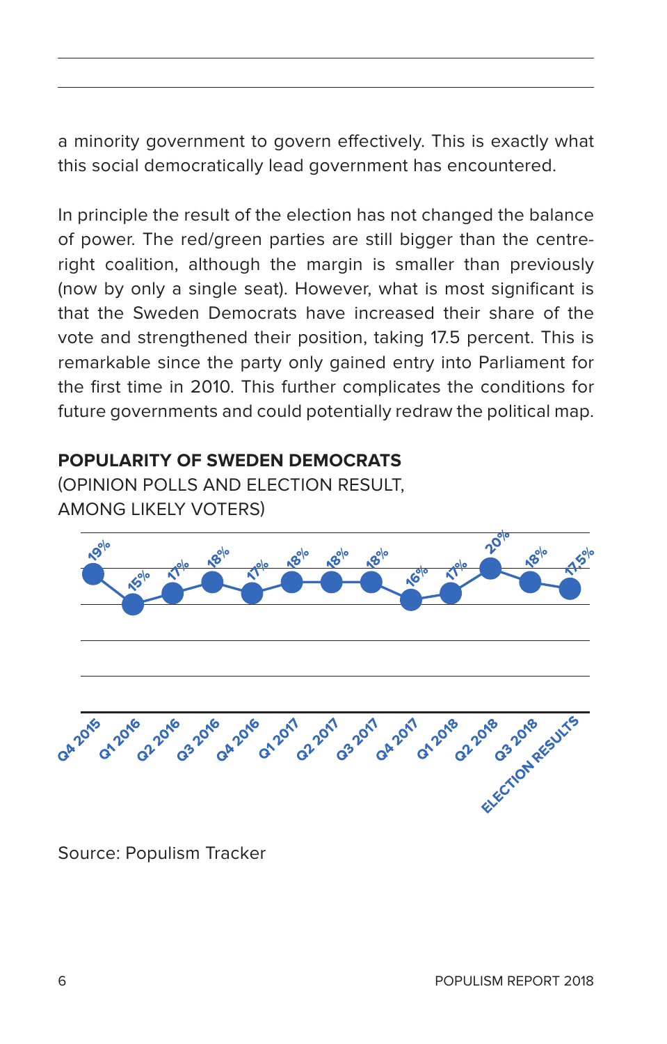a minority government to govern effectively. This is exactly what this social democratically lead government has encountered.

In principle the result of the election has not changed the balance of power. The red/green parties are still bigger than the centre-right coalition, although the margin is smaller than previously (now by only a single seat). However, what is most significant is that the Sweden Democrats have increased their share of the vote and strengthened their position, taking 17.5 percent. This is remarkable since the party only gained entry into Parliament for the first time in 2010. This further complicates the conditions for future governments and could potentially redraw the political map.

**POPULARITY OF SWEDEN DEMOCRATS**
(OPINION POLLS AND ELECTION RESULT, AMONG LIKELY VOTERS)

| Period | Share |
|---|---|
| Q4 2015 | 19% |
| Q1 2016 | 15% |
| Q2 2016 | 17% |
| Q3 2016 | 18% |
| Q4 2016 | 17% |
| Q1 2017 | 18% |
| Q2 2017 | 18% |
| Q3 2017 | 18% |
| Q4 2017 | 16% |
| Q1 2018 | 17% |
| Q2 2018 | 20% |
| Q3 2018 | 18% |
| ELECTION RESULTS | 17,5% |

Source: Populism Tracker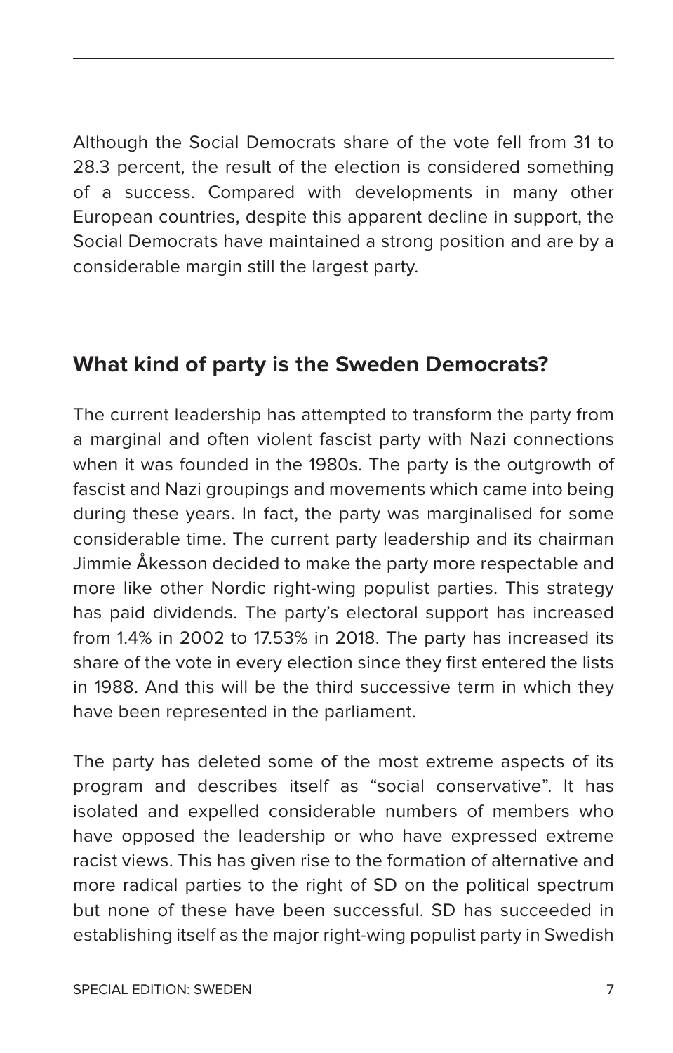Although the Social Democrats share of the vote fell from 31 to 28.3 percent, the result of the election is considered something of a success. Compared with developments in many other European countries, despite this apparent decline in support, the Social Democrats have maintained a strong position and are by a considerable margin still the largest party.

## What kind of party is the Sweden Democrats?

The current leadership has attempted to transform the party from a marginal and often violent fascist party with Nazi connections when it was founded in the 1980s. The party is the outgrowth of fascist and Nazi groupings and movements which came into being during these years. In fact, the party was marginalised for some considerable time. The current party leadership and its chairman Jimmie Åkesson decided to make the party more respectable and more like other Nordic right-wing populist parties. This strategy has paid dividends. The party's electoral support has increased from 1.4% in 2002 to 17.53% in 2018. The party has increased its share of the vote in every election since they first entered the lists in 1988. And this will be the third successive term in which they have been represented in the parliament.

The party has deleted some of the most extreme aspects of its program and describes itself as "social conservative". It has isolated and expelled considerable numbers of members who have opposed the leadership or who have expressed extreme racist views. This has given rise to the formation of alternative and more radical parties to the right of SD on the political spectrum but none of these have been successful. SD has succeeded in establishing itself as the major right-wing populist party in Swedish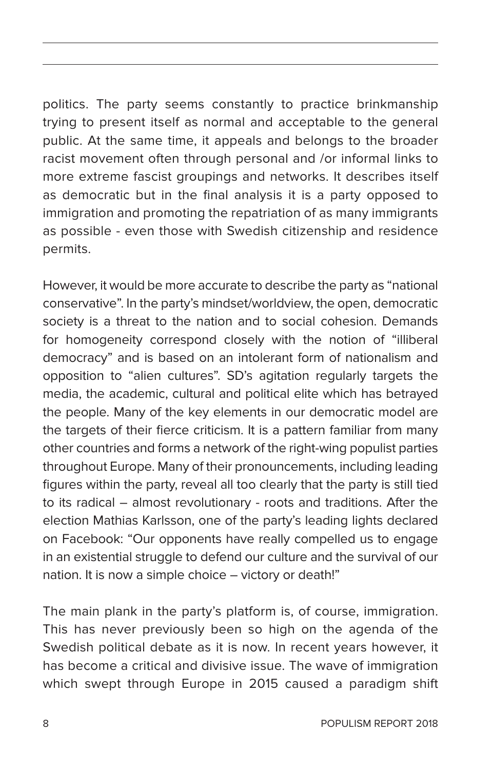politics. The party seems constantly to practice brinkmanship trying to present itself as normal and acceptable to the general public. At the same time, it appeals and belongs to the broader racist movement often through personal and /or informal links to more extreme fascist groupings and networks. It describes itself as democratic but in the final analysis it is a party opposed to immigration and promoting the repatriation of as many immigrants as possible - even those with Swedish citizenship and residence permits.

However, it would be more accurate to describe the party as "national conservative". In the party's mindset/worldview, the open, democratic society is a threat to the nation and to social cohesion. Demands for homogeneity correspond closely with the notion of "illiberal democracy" and is based on an intolerant form of nationalism and opposition to "alien cultures". SD's agitation regularly targets the media, the academic, cultural and political elite which has betrayed the people. Many of the key elements in our democratic model are the targets of their fierce criticism. It is a pattern familiar from many other countries and forms a network of the right-wing populist parties throughout Europe. Many of their pronouncements, including leading figures within the party, reveal all too clearly that the party is still tied to its radical – almost revolutionary - roots and traditions. After the election Mathias Karlsson, one of the party's leading lights declared on Facebook: "Our opponents have really compelled us to engage in an existential struggle to defend our culture and the survival of our nation. It is now a simple choice – victory or death!"

The main plank in the party's platform is, of course, immigration. This has never previously been so high on the agenda of the Swedish political debate as it is now. In recent years however, it has become a critical and divisive issue. The wave of immigration which swept through Europe in 2015 caused a paradigm shift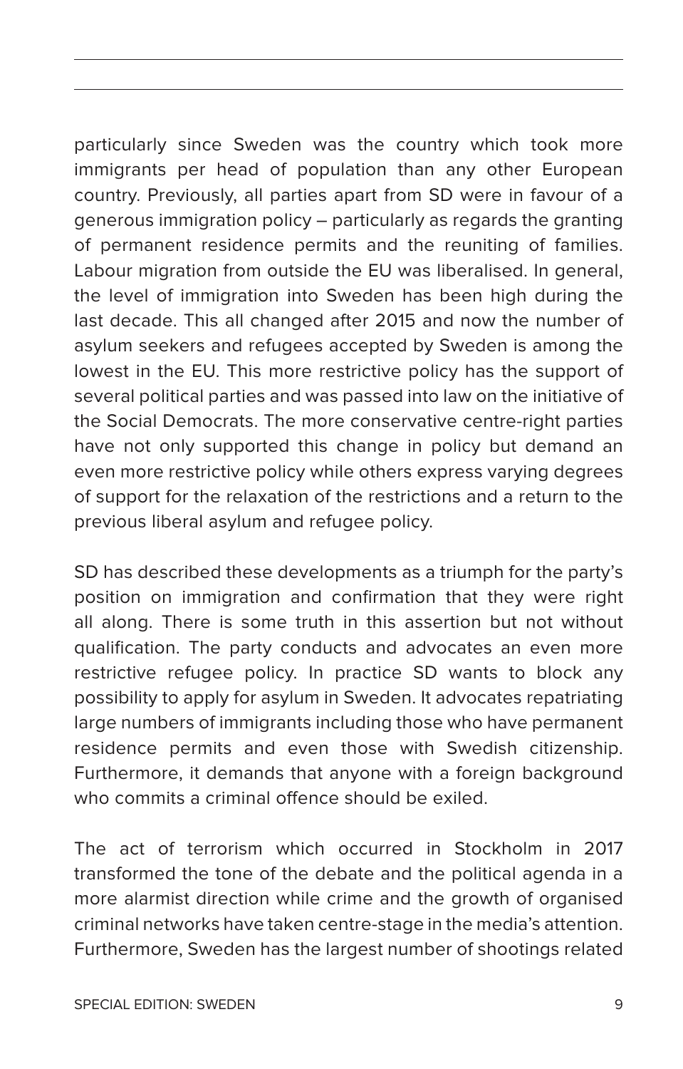particularly since Sweden was the country which took more immigrants per head of population than any other European country. Previously, all parties apart from SD were in favour of a generous immigration policy – particularly as regards the granting of permanent residence permits and the reuniting of families. Labour migration from outside the EU was liberalised. In general, the level of immigration into Sweden has been high during the last decade. This all changed after 2015 and now the number of asylum seekers and refugees accepted by Sweden is among the lowest in the EU. This more restrictive policy has the support of several political parties and was passed into law on the initiative of the Social Democrats. The more conservative centre-right parties have not only supported this change in policy but demand an even more restrictive policy while others express varying degrees of support for the relaxation of the restrictions and a return to the previous liberal asylum and refugee policy.

SD has described these developments as a triumph for the party's position on immigration and confirmation that they were right all along. There is some truth in this assertion but not without qualification. The party conducts and advocates an even more restrictive refugee policy. In practice SD wants to block any possibility to apply for asylum in Sweden. It advocates repatriating large numbers of immigrants including those who have permanent residence permits and even those with Swedish citizenship. Furthermore, it demands that anyone with a foreign background who commits a criminal offence should be exiled.

The act of terrorism which occurred in Stockholm in 2017 transformed the tone of the debate and the political agenda in a more alarmist direction while crime and the growth of organised criminal networks have taken centre-stage in the media's attention. Furthermore, Sweden has the largest number of shootings related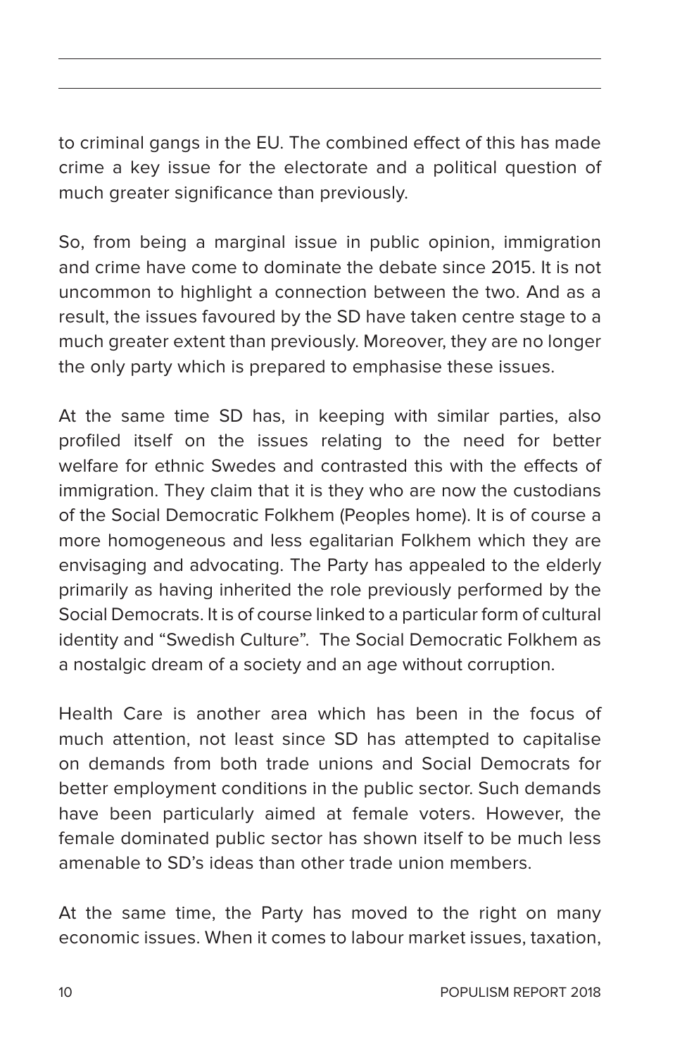to criminal gangs in the EU. The combined effect of this has made crime a key issue for the electorate and a political question of much greater significance than previously.

So, from being a marginal issue in public opinion, immigration and crime have come to dominate the debate since 2015. It is not uncommon to highlight a connection between the two. And as a result, the issues favoured by the SD have taken centre stage to a much greater extent than previously. Moreover, they are no longer the only party which is prepared to emphasise these issues.

At the same time SD has, in keeping with similar parties, also profiled itself on the issues relating to the need for better welfare for ethnic Swedes and contrasted this with the effects of immigration. They claim that it is they who are now the custodians of the Social Democratic Folkhem (Peoples home). It is of course a more homogeneous and less egalitarian Folkhem which they are envisaging and advocating. The Party has appealed to the elderly primarily as having inherited the role previously performed by the Social Democrats. It is of course linked to a particular form of cultural identity and "Swedish Culture". The Social Democratic Folkhem as a nostalgic dream of a society and an age without corruption.

Health Care is another area which has been in the focus of much attention, not least since SD has attempted to capitalise on demands from both trade unions and Social Democrats for better employment conditions in the public sector. Such demands have been particularly aimed at female voters. However, the female dominated public sector has shown itself to be much less amenable to SD's ideas than other trade union members.

At the same time, the Party has moved to the right on many economic issues. When it comes to labour market issues, taxation,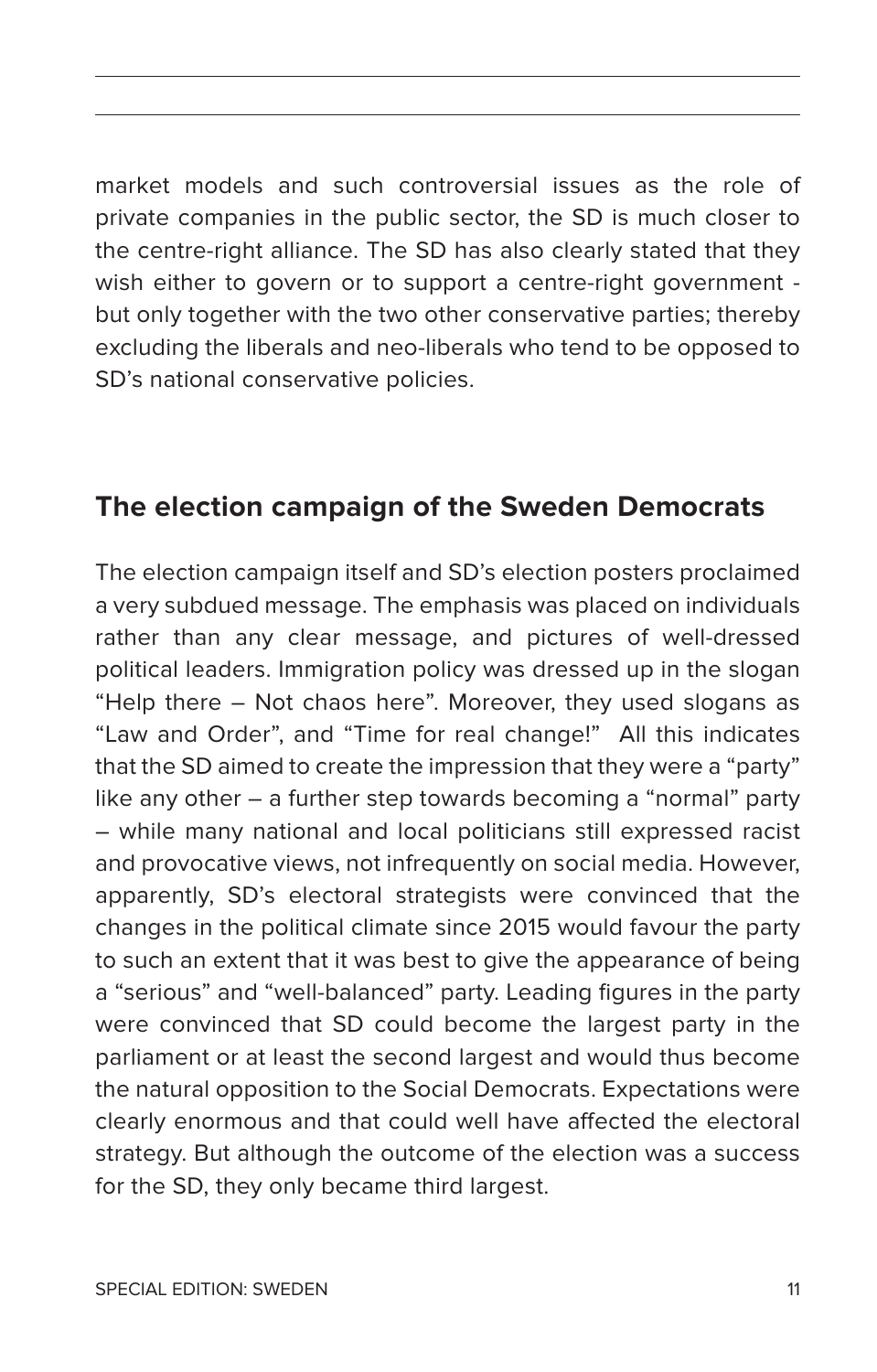market models and such controversial issues as the role of private companies in the public sector, the SD is much closer to the centre-right alliance. The SD has also clearly stated that they wish either to govern or to support a centre-right government - but only together with the two other conservative parties; thereby excluding the liberals and neo-liberals who tend to be opposed to SD's national conservative policies.

## The election campaign of the Sweden Democrats

The election campaign itself and SD's election posters proclaimed a very subdued message. The emphasis was placed on individuals rather than any clear message, and pictures of well-dressed political leaders. Immigration policy was dressed up in the slogan "Help there – Not chaos here". Moreover, they used slogans as "Law and Order", and "Time for real change!" All this indicates that the SD aimed to create the impression that they were a "party" like any other – a further step towards becoming a "normal" party – while many national and local politicians still expressed racist and provocative views, not infrequently on social media. However, apparently, SD's electoral strategists were convinced that the changes in the political climate since 2015 would favour the party to such an extent that it was best to give the appearance of being a "serious" and "well-balanced" party. Leading figures in the party were convinced that SD could become the largest party in the parliament or at least the second largest and would thus become the natural opposition to the Social Democrats. Expectations were clearly enormous and that could well have affected the electoral strategy. But although the outcome of the election was a success for the SD, they only became third largest.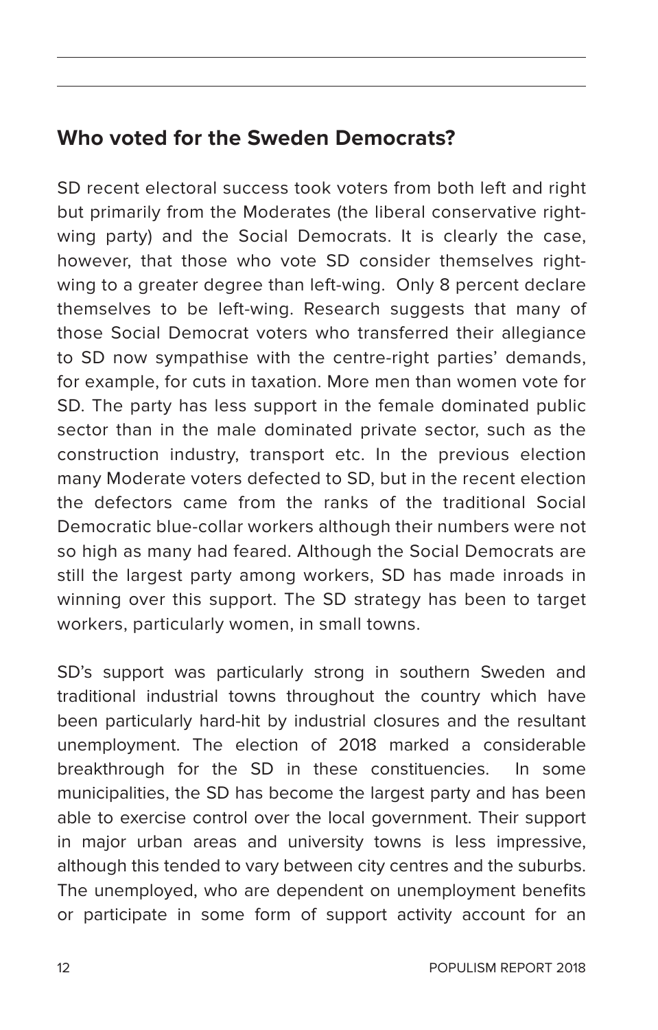## Who voted for the Sweden Democrats?

SD recent electoral success took voters from both left and right but primarily from the Moderates (the liberal conservative right-wing party) and the Social Democrats. It is clearly the case, however, that those who vote SD consider themselves right-wing to a greater degree than left-wing.  Only 8 percent declare themselves to be left-wing. Research suggests that many of those Social Democrat voters who transferred their allegiance to SD now sympathise with the centre-right parties' demands, for example, for cuts in taxation. More men than women vote for SD. The party has less support in the female dominated public sector than in the male dominated private sector, such as the construction industry, transport etc. In the previous election many Moderate voters defected to SD, but in the recent election the defectors came from the ranks of the traditional Social Democratic blue-collar workers although their numbers were not so high as many had feared. Although the Social Democrats are still the largest party among workers, SD has made inroads in winning over this support. The SD strategy has been to target workers, particularly women, in small towns.

SD's support was particularly strong in southern Sweden and traditional industrial towns throughout the country which have been particularly hard-hit by industrial closures and the resultant unemployment. The election of 2018 marked a considerable breakthrough for the SD in these constituencies.  In some municipalities, the SD has become the largest party and has been able to exercise control over the local government. Their support in major urban areas and university towns is less impressive, although this tended to vary between city centres and the suburbs. The unemployed, who are dependent on unemployment benefits or participate in some form of support activity account for an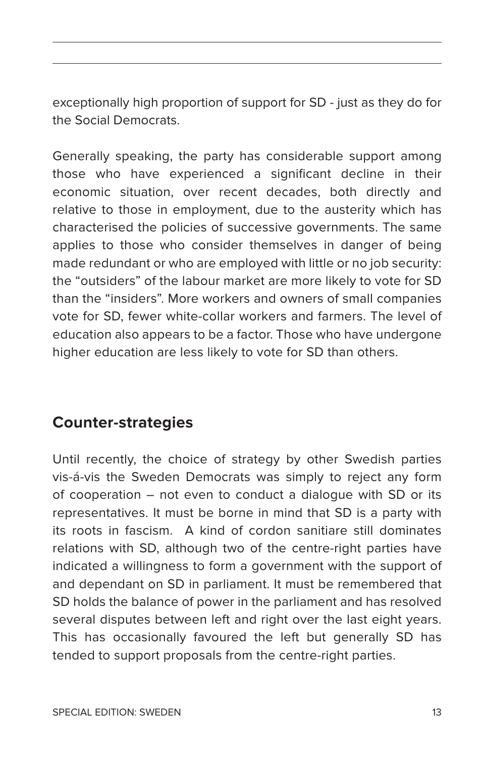exceptionally high proportion of support for SD - just as they do for the Social Democrats.

Generally speaking, the party has considerable support among those who have experienced a significant decline in their economic situation, over recent decades, both directly and relative to those in employment, due to the austerity which has characterised the policies of successive governments. The same applies to those who consider themselves in danger of being made redundant or who are employed with little or no job security: the "outsiders" of the labour market are more likely to vote for SD than the "insiders". More workers and owners of small companies vote for SD, fewer white-collar workers and farmers. The level of education also appears to be a factor. Those who have undergone higher education are less likely to vote for SD than others.

## Counter-strategies

Until recently, the choice of strategy by other Swedish parties vis-á-vis the Sweden Democrats was simply to reject any form of cooperation – not even to conduct a dialogue with SD or its representatives. It must be borne in mind that SD is a party with its roots in fascism. A kind of cordon sanitiare still dominates relations with SD, although two of the centre-right parties have indicated a willingness to form a government with the support of and dependant on SD in parliament. It must be remembered that SD holds the balance of power in the parliament and has resolved several disputes between left and right over the last eight years. This has occasionally favoured the left but generally SD has tended to support proposals from the centre-right parties.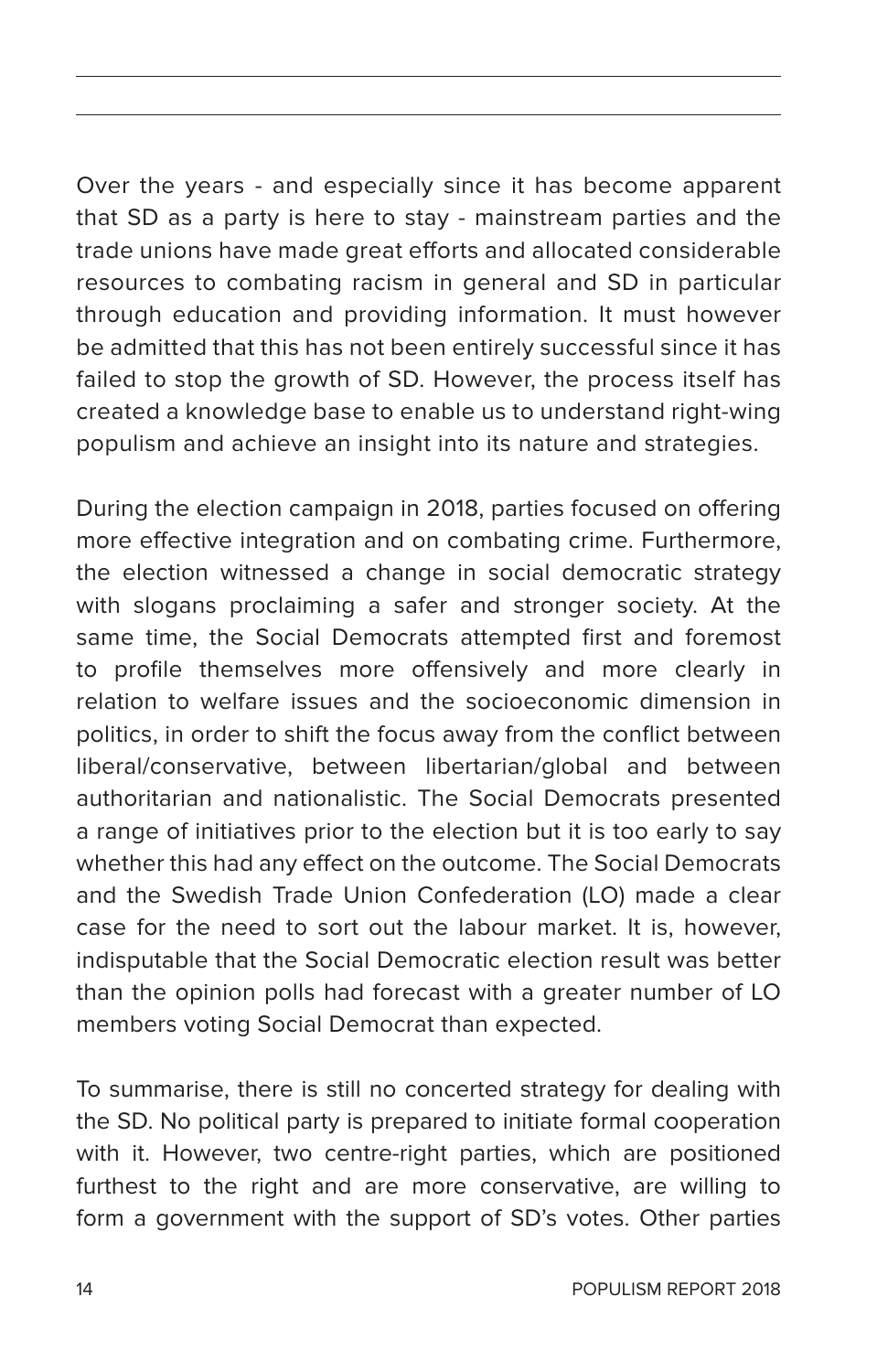Over the years - and especially since it has become apparent that SD as a party is here to stay - mainstream parties and the trade unions have made great efforts and allocated considerable resources to combating racism in general and SD in particular through education and providing information. It must however be admitted that this has not been entirely successful since it has failed to stop the growth of SD. However, the process itself has created a knowledge base to enable us to understand right-wing populism and achieve an insight into its nature and strategies.

During the election campaign in 2018, parties focused on offering more effective integration and on combating crime. Furthermore, the election witnessed a change in social democratic strategy with slogans proclaiming a safer and stronger society. At the same time, the Social Democrats attempted first and foremost to profile themselves more offensively and more clearly in relation to welfare issues and the socioeconomic dimension in politics, in order to shift the focus away from the conflict between liberal/conservative, between libertarian/global and between authoritarian and nationalistic. The Social Democrats presented a range of initiatives prior to the election but it is too early to say whether this had any effect on the outcome. The Social Democrats and the Swedish Trade Union Confederation (LO) made a clear case for the need to sort out the labour market. It is, however, indisputable that the Social Democratic election result was better than the opinion polls had forecast with a greater number of LO members voting Social Democrat than expected.

To summarise, there is still no concerted strategy for dealing with the SD. No political party is prepared to initiate formal cooperation with it. However, two centre-right parties, which are positioned furthest to the right and are more conservative, are willing to form a government with the support of SD's votes. Other parties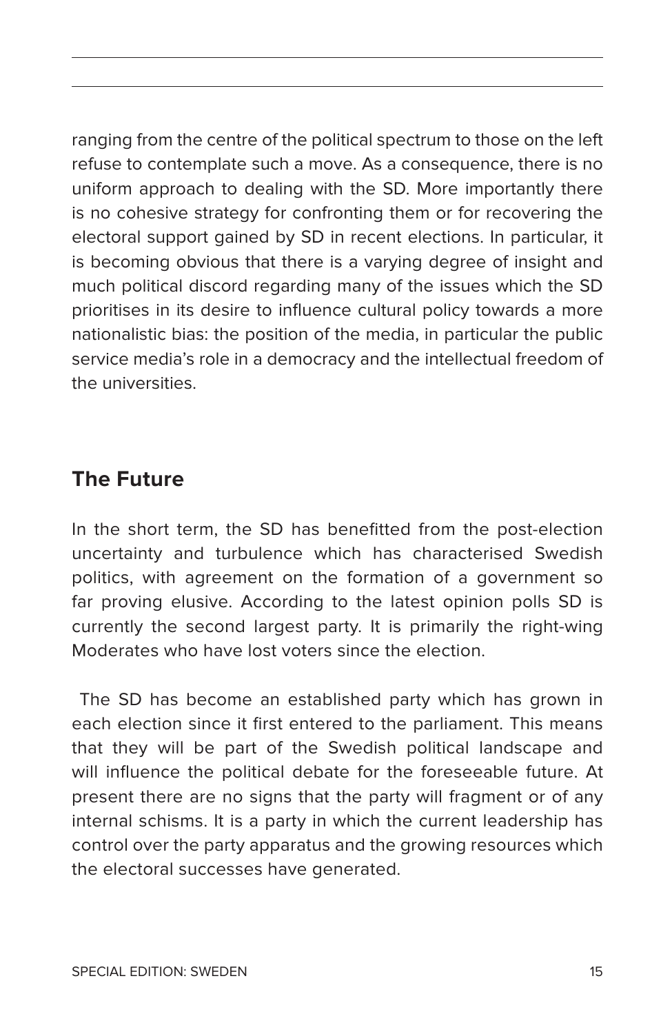ranging from the centre of the political spectrum to those on the left refuse to contemplate such a move. As a consequence, there is no uniform approach to dealing with the SD. More importantly there is no cohesive strategy for confronting them or for recovering the electoral support gained by SD in recent elections. In particular, it is becoming obvious that there is a varying degree of insight and much political discord regarding many of the issues which the SD prioritises in its desire to influence cultural policy towards a more nationalistic bias: the position of the media, in particular the public service media's role in a democracy and the intellectual freedom of the universities.

## The Future

In the short term, the SD has benefitted from the post-election uncertainty and turbulence which has characterised Swedish politics, with agreement on the formation of a government so far proving elusive. According to the latest opinion polls SD is currently the second largest party. It is primarily the right-wing Moderates who have lost voters since the election.

The SD has become an established party which has grown in each election since it first entered to the parliament. This means that they will be part of the Swedish political landscape and will influence the political debate for the foreseeable future. At present there are no signs that the party will fragment or of any internal schisms. It is a party in which the current leadership has control over the party apparatus and the growing resources which the electoral successes have generated.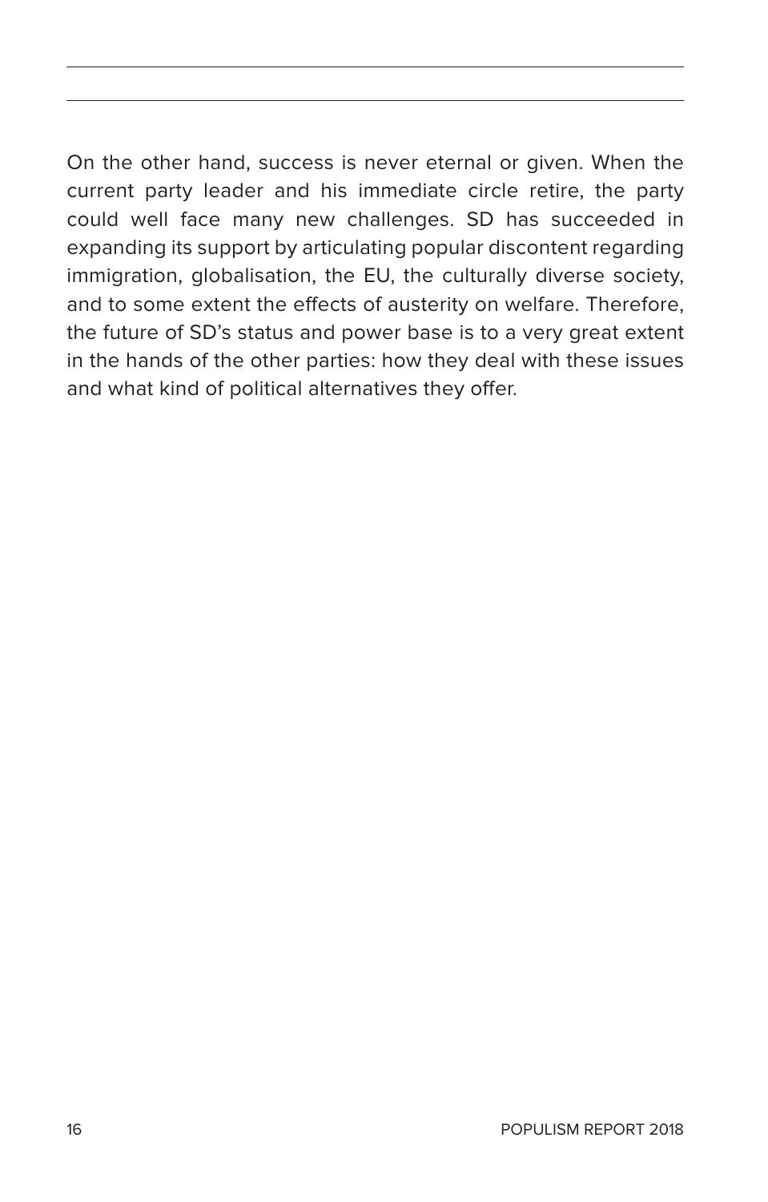On the other hand, success is never eternal or given. When the current party leader and his immediate circle retire, the party could well face many new challenges. SD has succeeded in expanding its support by articulating popular discontent regarding immigration, globalisation, the EU, the culturally diverse society, and to some extent the effects of austerity on welfare. Therefore, the future of SD's status and power base is to a very great extent in the hands of the other parties: how they deal with these issues and what kind of political alternatives they offer.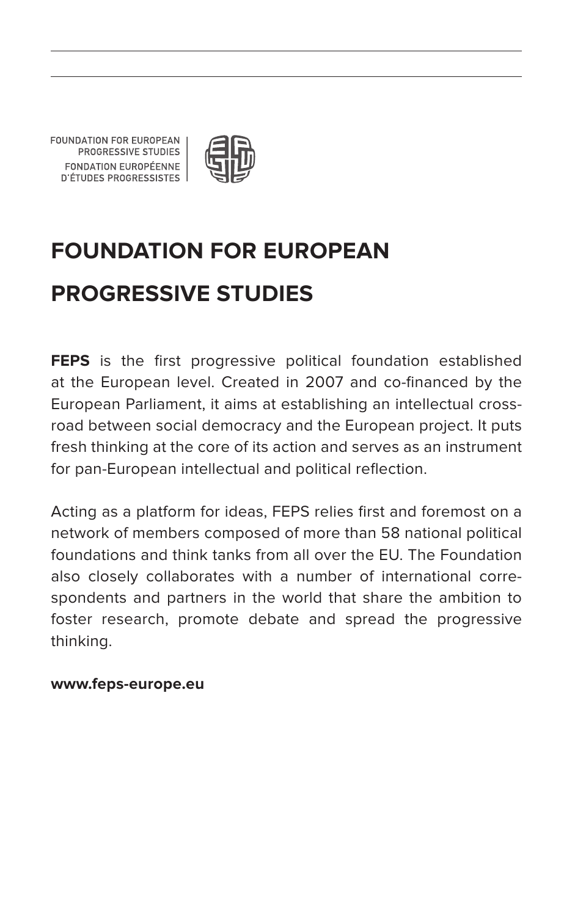FOUNDATION FOR EUROPEAN
PROGRESSIVE STUDIES
FONDATION EUROPÉENNE
D'ÉTUDES PROGRESSISTES

# FOUNDATION FOR EUROPEAN PROGRESSIVE STUDIES

**FEPS** is the first progressive political foundation established at the European level. Created in 2007 and co-financed by the European Parliament, it aims at establishing an intellectual crossroad between social democracy and the European project. It puts fresh thinking at the core of its action and serves as an instrument for pan-European intellectual and political reflection.

Acting as a platform for ideas, FEPS relies first and foremost on a network of members composed of more than 58 national political foundations and think tanks from all over the EU. The Foundation also closely collaborates with a number of international correspondents and partners in the world that share the ambition to foster research, promote debate and spread the progressive thinking.

**www.feps-europe.eu**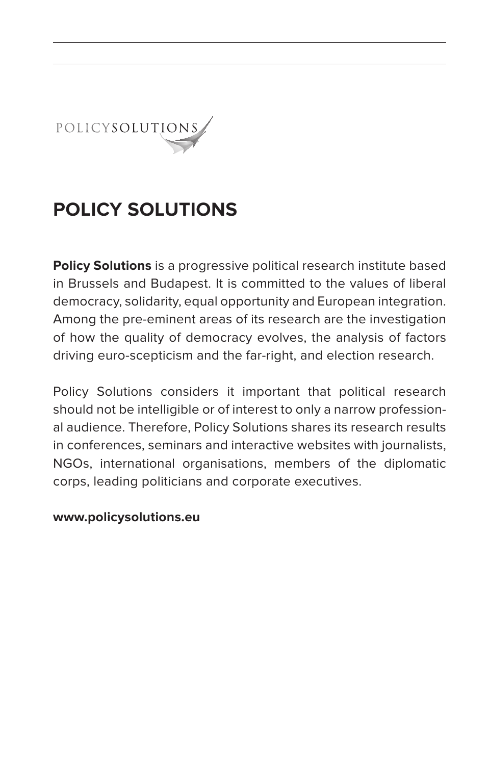# POLICY SOLUTIONS

**Policy Solutions** is a progressive political research institute based in Brussels and Budapest. It is committed to the values of liberal democracy, solidarity, equal opportunity and European integration. Among the pre-eminent areas of its research are the investigation of how the quality of democracy evolves, the analysis of factors driving euro-scepticism and the far-right, and election research.

Policy Solutions considers it important that political research should not be intelligible or of interest to only a narrow professional audience. Therefore, Policy Solutions shares its research results in conferences, seminars and interactive websites with journalists, NGOs, international organisations, members of the diplomatic corps, leading politicians and corporate executives.

**www.policysolutions.eu**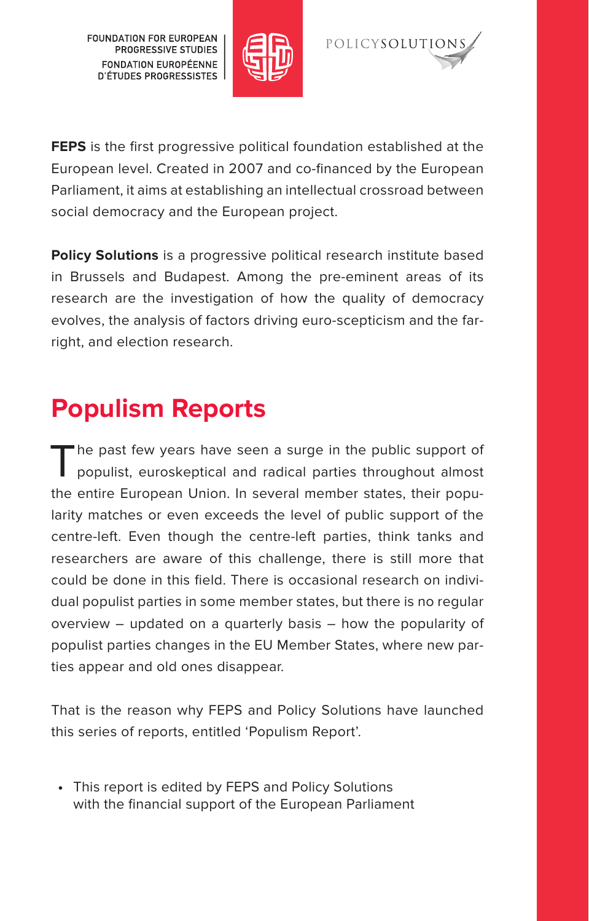FOUNDATION FOR EUROPEAN PROGRESSIVE STUDIES
FONDATION EUROPÉENNE D'ÉTUDES PROGRESSISTES

POLICYSOLUTIONS

**FEPS** is the first progressive political foundation established at the European level. Created in 2007 and co-financed by the European Parliament, it aims at establishing an intellectual crossroad between social democracy and the European project.

**Policy Solutions** is a progressive political research institute based in Brussels and Budapest. Among the pre-eminent areas of its research are the investigation of how the quality of democracy evolves, the analysis of factors driving euro-scepticism and the far-right, and election research.

# Populism Reports

The past few years have seen a surge in the public support of populist, euroskeptical and radical parties throughout almost the entire European Union. In several member states, their popularity matches or even exceeds the level of public support of the centre-left. Even though the centre-left parties, think tanks and researchers are aware of this challenge, there is still more that could be done in this field. There is occasional research on individual populist parties in some member states, but there is no regular overview – updated on a quarterly basis – how the popularity of populist parties changes in the EU Member States, where new parties appear and old ones disappear.

That is the reason why FEPS and Policy Solutions have launched this series of reports, entitled 'Populism Report'.

- This report is edited by FEPS and Policy Solutions with the financial support of the European Parliament